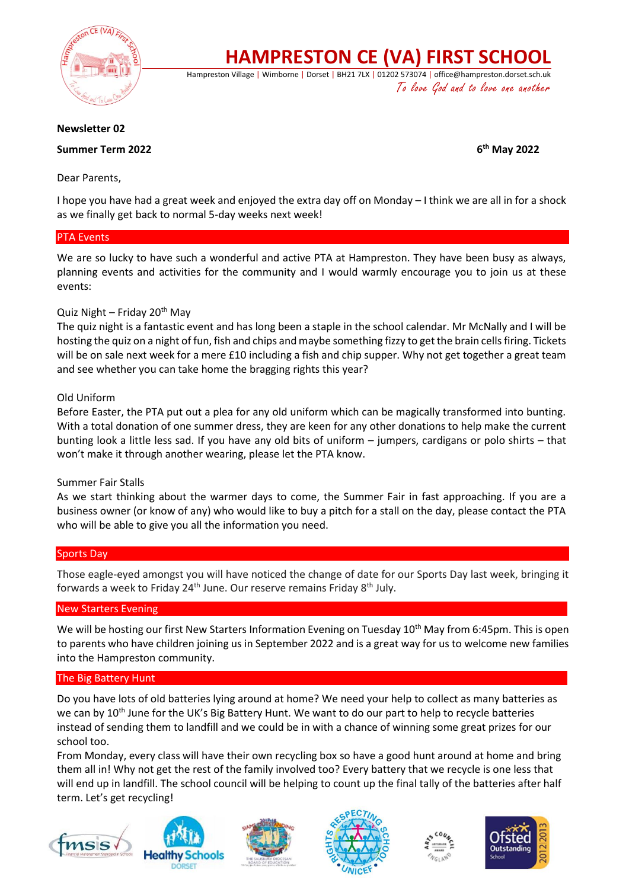# HAMPRESTON CE (VA) FIRST SCHOOL

Hampreston Village | Wimborne | Dorset | BH21 7LX | 01202 573074 | office@hampreston.dorset.sch.uk

*To love God and to love one another*

**Newsletter 02**

**Summer Term 2022** **6th May 2022**

Dear Parents,

I hope you have had a great week and enjoyed the extra day off on Monday – I think we are all in for a shock as we finally get back to normal 5-day weeks next week!

## PTA Events

We are so lucky to have such a wonderful and active PTA at Hampreston. They have been busy as always, planning events and activities for the community and I would warmly encourage you to join us at these events:

Quiz Night – Friday 20th May

The quiz night is a fantastic event and has long been a staple in the school calendar. Mr McNally and I will be hosting the quiz on a night of fun, fish and chips and maybe something fizzy to get the brain cells firing. Tickets will be on sale next week for a mere £10 including a fish and chip supper. Why not get together a great team and see whether you can take home the bragging rights this year?

Old Uniform

Before Easter, the PTA put out a plea for any old uniform which can be magically transformed into bunting. With a total donation of one summer dress, they are keen for any other donations to help make the current bunting look a little less sad. If you have any old bits of uniform – jumpers, cardigans or polo shirts – that won't make it through another wearing, please let the PTA know.

Summer Fair Stalls

As we start thinking about the warmer days to come, the Summer Fair in fast approaching. If you are a business owner (or know of any) who would like to buy a pitch for a stall on the day, please contact the PTA who will be able to give you all the information you need.

## Sports Day

Those eagle-eyed amongst you will have noticed the change of date for our Sports Day last week, bringing it forwards a week to Friday 24th June. Our reserve remains Friday 8th July.

## New Starters Evening

We will be hosting our first New Starters Information Evening on Tuesday 10th May from 6:45pm. This is open to parents who have children joining us in September 2022 and is a great way for us to welcome new families into the Hampreston community.

## The Big Battery Hunt

Do you have lots of old batteries lying around at home? We need your help to collect as many batteries as we can by 10th June for the UK's Big Battery Hunt. We want to do our part to help to recycle batteries instead of sending them to landfill and we could be in with a chance of winning some great prizes for our school too.

From Monday, every class will have their own recycling box so have a good hunt around at home and bring them all in! Why not get the rest of the family involved too? Every battery that we recycle is one less that will end up in landfill. The school council will be helping to count up the final tally of the batteries after half term. Let's get recycling!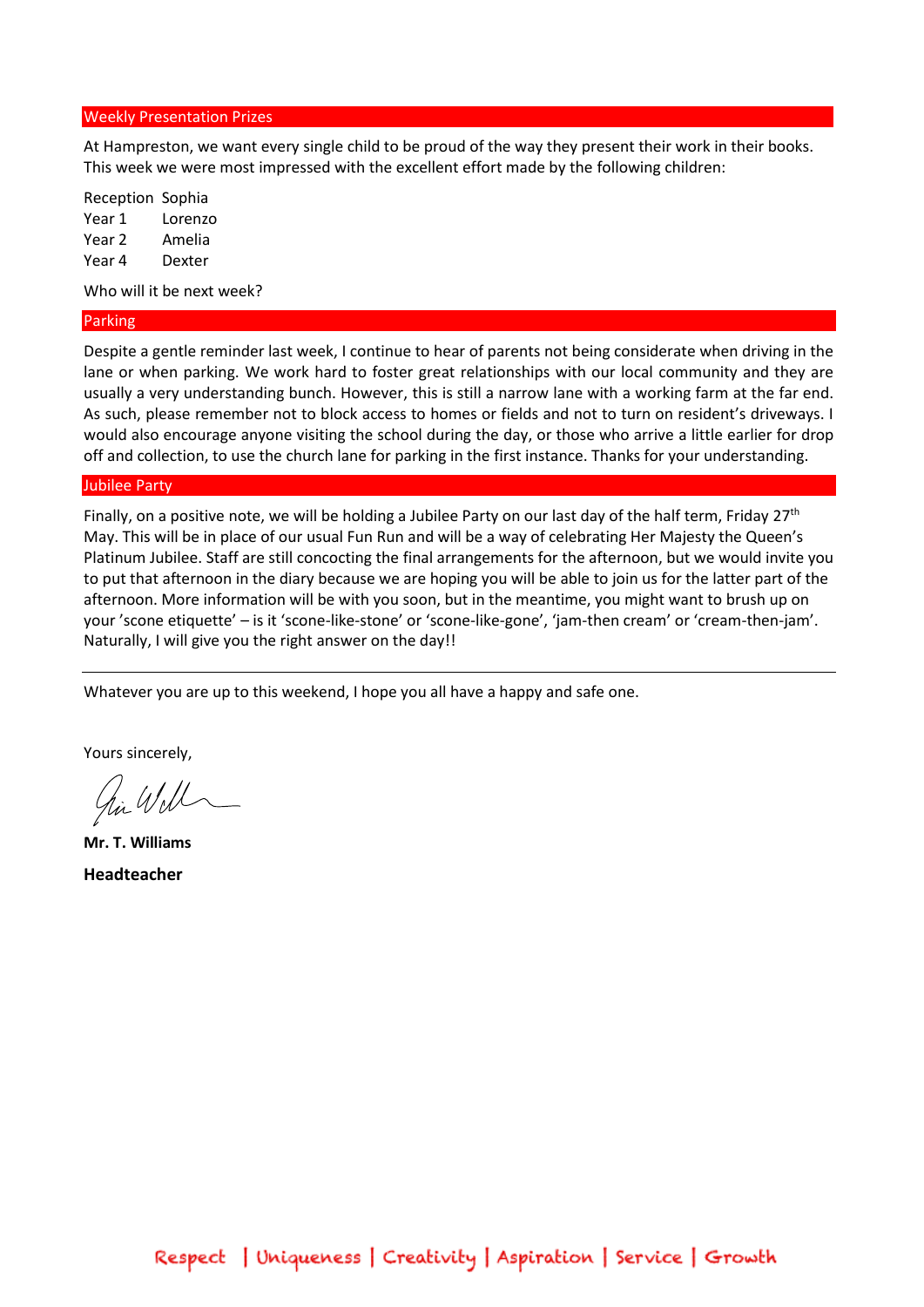## Weekly Presentation Prizes

At Hampreston, we want every single child to be proud of the way they present their work in their books. This week we were most impressed with the excellent effort made by the following children:

| | |
|---|---|
| Reception | Sophia |
| Year 1 | Lorenzo |
| Year 2 | Amelia |
| Year 4 | Dexter |

Who will it be next week?

## Parking

Despite a gentle reminder last week, I continue to hear of parents not being considerate when driving in the lane or when parking. We work hard to foster great relationships with our local community and they are usually a very understanding bunch. However, this is still a narrow lane with a working farm at the far end. As such, please remember not to block access to homes or fields and not to turn on resident's driveways. I would also encourage anyone visiting the school during the day, or those who arrive a little earlier for drop off and collection, to use the church lane for parking in the first instance. Thanks for your understanding.

## Jubilee Party

Finally, on a positive note, we will be holding a Jubilee Party on our last day of the half term, Friday 27th May. This will be in place of our usual Fun Run and will be a way of celebrating Her Majesty the Queen's Platinum Jubilee. Staff are still concocting the final arrangements for the afternoon, but we would invite you to put that afternoon in the diary because we are hoping you will be able to join us for the latter part of the afternoon. More information will be with you soon, but in the meantime, you might want to brush up on your 'scone etiquette' – is it 'scone-like-stone' or 'scone-like-gone', 'jam-then cream' or 'cream-then-jam'. Naturally, I will give you the right answer on the day!!

---

Whatever you are up to this weekend, I hope you all have a happy and safe one.

Yours sincerely,

**Mr. T. Williams**

**Headteacher**

Respect | Uniqueness | Creativity | Aspiration | Service | Growth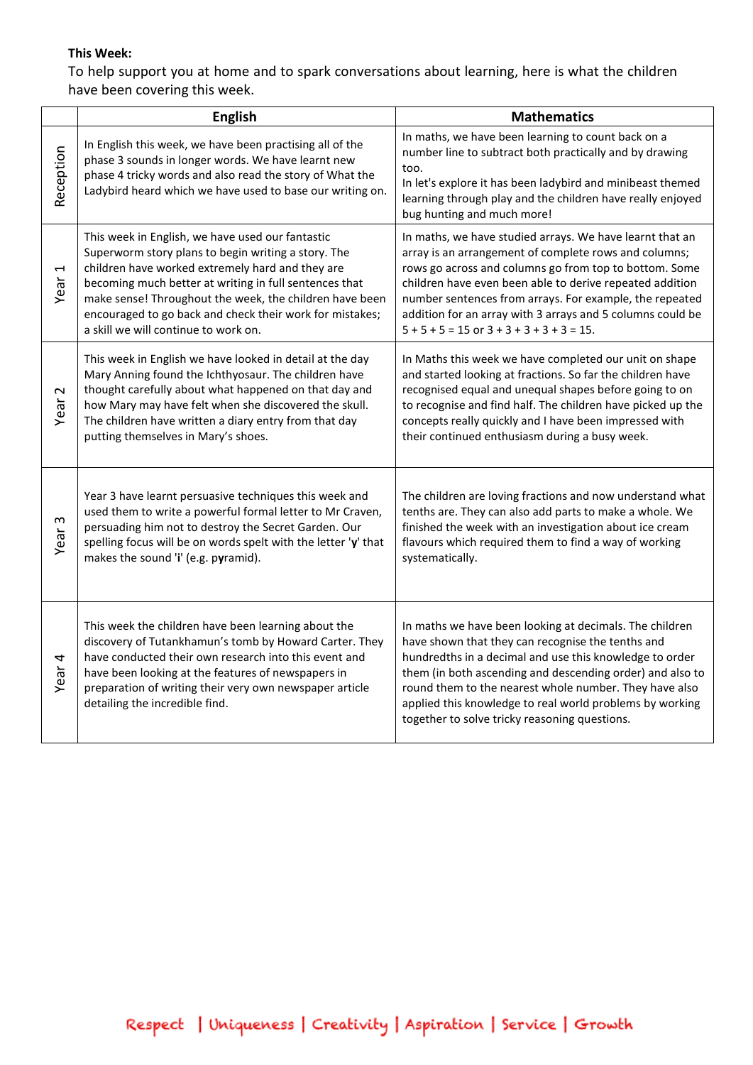**This Week:**

To help support you at home and to spark conversations about learning, here is what the children have been covering this week.

| | English | Mathematics |
|---|---|---|
| Reception | In English this week, we have been practising all of the phase 3 sounds in longer words. We have learnt new phase 4 tricky words and also read the story of What the Ladybird heard which we have used to base our writing on. | In maths, we have been learning to count back on a number line to subtract both practically and by drawing too.<br>In let's explore it has been ladybird and minibeast themed learning through play and the children have really enjoyed bug hunting and much more! |
| Year 1 | This week in English, we have used our fantastic Superworm story plans to begin writing a story. The children have worked extremely hard and they are becoming much better at writing in full sentences that make sense! Throughout the week, the children have been encouraged to go back and check their work for mistakes; a skill we will continue to work on. | In maths, we have studied arrays. We have learnt that an array is an arrangement of complete rows and columns; rows go across and columns go from top to bottom. Some children have even been able to derive repeated addition number sentences from arrays. For example, the repeated addition for an array with 3 arrays and 5 columns could be 5 + 5 + 5 = 15 or 3 + 3 + 3 + 3 + 3 = 15. |
| Year 2 | This week in English we have looked in detail at the day Mary Anning found the Ichthyosaur. The children have thought carefully about what happened on that day and how Mary may have felt when she discovered the skull. The children have written a diary entry from that day putting themselves in Mary's shoes. | In Maths this week we have completed our unit on shape and started looking at fractions. So far the children have recognised equal and unequal shapes before going to on to recognise and find half. The children have picked up the concepts really quickly and I have been impressed with their continued enthusiasm during a busy week. |
| Year 3 | Year 3 have learnt persuasive techniques this week and used them to write a powerful formal letter to Mr Craven, persuading him not to destroy the Secret Garden. Our spelling focus will be on words spelt with the letter '**y**' that makes the sound 'i' (e.g. p**y**ramid). | The children are loving fractions and now understand what tenths are. They can also add parts to make a whole. We finished the week with an investigation about ice cream flavours which required them to find a way of working systematically. |
| Year 4 | This week the children have been learning about the discovery of Tutankhamun's tomb by Howard Carter. They have conducted their own research into this event and have been looking at the features of newspapers in preparation of writing their very own newspaper article detailing the incredible find. | In maths we have been looking at decimals. The children have shown that they can recognise the tenths and hundredths in a decimal and use this knowledge to order them (in both ascending and descending order) and also to round them to the nearest whole number. They have also applied this knowledge to real world problems by working together to solve tricky reasoning questions. |

Respect | Uniqueness | Creativity | Aspiration | Service | Growth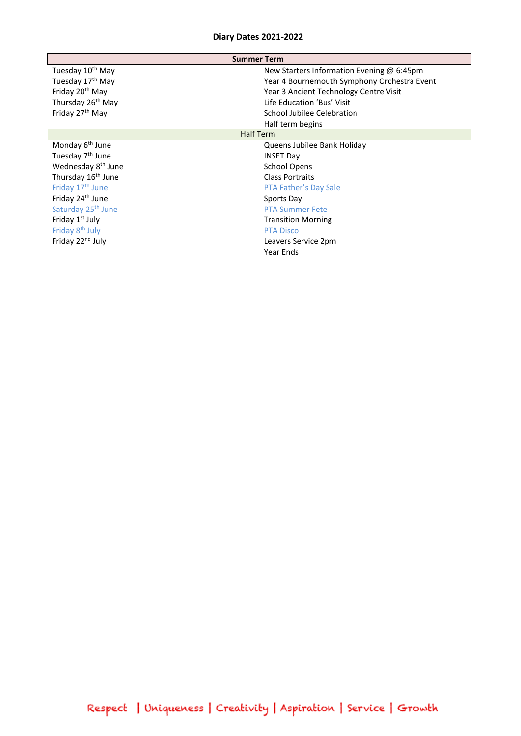**Diary Dates 2021-2022**

| | |
|---|---|
| **Summer Term** | |
| Tuesday 10th May | New Starters Information Evening @ 6:45pm |
| Tuesday 17th May | Year 4 Bournemouth Symphony Orchestra Event |
| Friday 20th May | Year 3 Ancient Technology Centre Visit |
| Thursday 26th May | Life Education 'Bus' Visit |
| Friday 27th May | School Jubilee Celebration |
| | Half term begins |
| Half Term | |
| Monday 6th June | Queens Jubilee Bank Holiday |
| Tuesday 7th June | INSET Day |
| Wednesday 8th June | School Opens |
| Thursday 16th June | Class Portraits |
| Friday 17th June | PTA Father's Day Sale |
| Friday 24th June | Sports Day |
| Saturday 25th June | PTA Summer Fete |
| Friday 1st July | Transition Morning |
| Friday 8th July | PTA Disco |
| Friday 22nd July | Leavers Service 2pm |
| | Year Ends |

Respect | Uniqueness | Creativity | Aspiration | Service | Growth